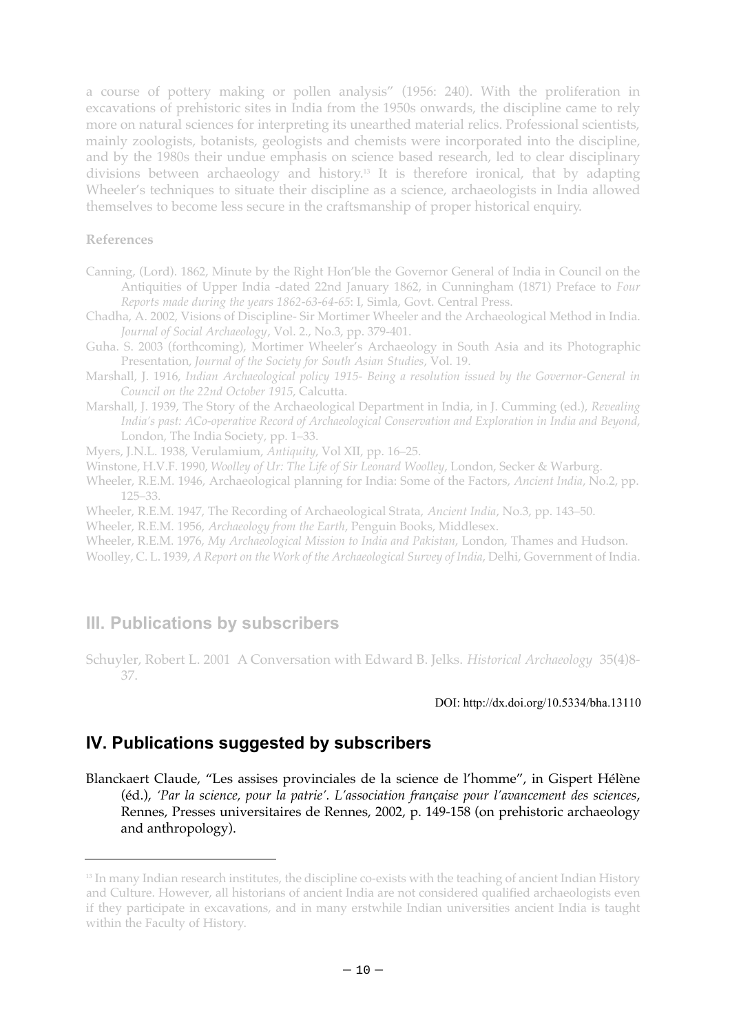a course of pottery making or pollen analysis" (1956: 240). With the proliferation in excavations of prehistoric sites in India from the 1950s onwards, the discipline came to rely more on natural sciences for interpreting its unearthed material relics. Professional scientists, mainly zoologists, botanists, geologists and chemists were incorporated into the discipline, and by the 1980s their undue emphasis on science based research, led to clear disciplinary divisions between archaeology and history.[13] It is therefore ironical, that by adapting Wheeler's techniques to situate their discipline as a science, archaeologists in India allowed themselves to become less secure in the craftsmanship of proper historical enquiry.

**References**

Canning, (Lord). 1862, Minute by the Right Hon'ble the Governor General of India in Council on the Antiquities of Upper India -dated 22nd January 1862, in Cunningham (1871) Preface to *Four Reports made during the years 1862-63-64-65*: I, Simla, Govt. Central Press.

Chadha, A. 2002, Visions of Discipline- Sir Mortimer Wheeler and the Archaeological Method in India. *Journal of Social Archaeology*, Vol. 2., No.3, pp. 379-401.

Guha. S. 2003 (forthcoming), Mortimer Wheeler's Archaeology in South Asia and its Photographic Presentation, *Journal of the Society for South Asian Studies*, Vol. 19.

Marshall, J. 1916, *Indian Archaeological policy 1915- Being a resolution issued by the Governor-General in Council on the 22nd October 1915*, Calcutta.

Marshall, J. 1939, The Story of the Archaeological Department in India, in J. Cumming (ed.), *Revealing India's past: ACo-operative Record of Archaeological Conservation and Exploration in India and Beyond*, London, The India Society, pp. 1–33.

Myers, J.N.L. 1938, Verulamium, *Antiquity*, Vol XII, pp. 16–25.

Winstone, H.V.F. 1990, *Woolley of Ur: The Life of Sir Leonard Woolley*, London, Secker & Warburg.

Wheeler, R.E.M. 1946, Archaeological planning for India: Some of the Factors, *Ancient India*, No.2, pp. 125–33.

Wheeler, R.E.M. 1947, The Recording of Archaeological Strata, *Ancient India*, No.3, pp. 143–50.

Wheeler, R.E.M. 1956, *Archaeology from the Earth*, Penguin Books, Middlesex.

Wheeler, R.E.M. 1976, *My Archaeological Mission to India and Pakistan*, London, Thames and Hudson.

Woolley, C. L. 1939, *A Report on the Work of the Archaeological Survey of India*, Delhi, Government of India.

## III. Publications by subscribers

Schuyler, Robert L. 2001 A Conversation with Edward B. Jelks. *Historical Archaeology* 35(4)8-37.

DOI: http://dx.doi.org/10.5334/bha.13110

## IV. Publications suggested by subscribers

Blanckaert Claude, "Les assises provinciales de la science de l'homme", in Gispert Hélène (éd.), *'Par la science, pour la patrie'. L'association française pour l'avancement des sciences*, Rennes, Presses universitaires de Rennes, 2002, p. 149-158 (on prehistoric archaeology and anthropology).

[13] In many Indian research institutes, the discipline co-exists with the teaching of ancient Indian History and Culture. However, all historians of ancient India are not considered qualified archaeologists even if they participate in excavations, and in many erstwhile Indian universities ancient India is taught within the Faculty of History.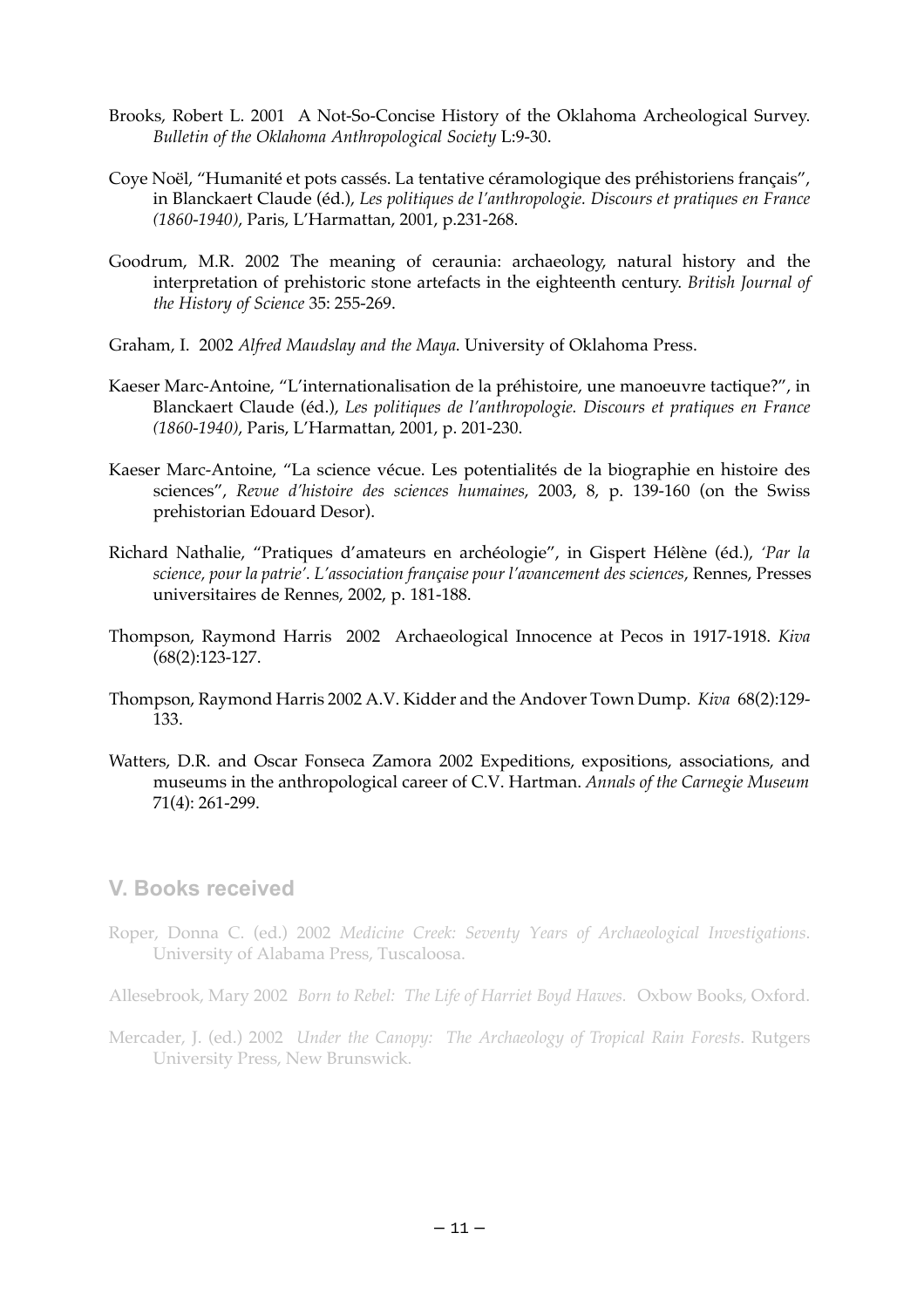Brooks, Robert L. 2001 A Not-So-Concise History of the Oklahoma Archeological Survey. *Bulletin of the Oklahoma Anthropological Society* L:9-30.

Coye Noël, "Humanité et pots cassés. La tentative céramologique des préhistoriens français", in Blanckaert Claude (éd.), *Les politiques de l'anthropologie. Discours et pratiques en France (1860-1940)*, Paris, L'Harmattan, 2001, p.231-268.

Goodrum, M.R. 2002 The meaning of ceraunia: archaeology, natural history and the interpretation of prehistoric stone artefacts in the eighteenth century. *British Journal of the History of Science* 35: 255-269.

Graham, I. 2002 *Alfred Maudslay and the Maya*. University of Oklahoma Press.

Kaeser Marc-Antoine, "L'internationalisation de la préhistoire, une manoeuvre tactique?", in Blanckaert Claude (éd.), *Les politiques de l'anthropologie. Discours et pratiques en France (1860-1940)*, Paris, L'Harmattan, 2001, p. 201-230.

Kaeser Marc-Antoine, "La science vécue. Les potentialités de la biographie en histoire des sciences", *Revue d'histoire des sciences humaines*, 2003, 8, p. 139-160 (on the Swiss prehistorian Edouard Desor).

Richard Nathalie, "Pratiques d'amateurs en archéologie", in Gispert Hélène (éd.), *'Par la science, pour la patrie'. L'association française pour l'avancement des sciences*, Rennes, Presses universitaires de Rennes, 2002, p. 181-188.

Thompson, Raymond Harris 2002 Archaeological Innocence at Pecos in 1917-1918. *Kiva* (68(2):123-127.

Thompson, Raymond Harris 2002 A.V. Kidder and the Andover Town Dump. *Kiva* 68(2):129-133.

Watters, D.R. and Oscar Fonseca Zamora 2002 Expeditions, expositions, associations, and museums in the anthropological career of C.V. Hartman. *Annals of the Carnegie Museum* 71(4): 261-299.

## V. Books received

Roper, Donna C. (ed.) 2002 *Medicine Creek: Seventy Years of Archaeological Investigations*. University of Alabama Press, Tuscaloosa.

Allesebrook, Mary 2002 *Born to Rebel: The Life of Harriet Boyd Hawes*. Oxbow Books, Oxford.

Mercader, J. (ed.) 2002 *Under the Canopy: The Archaeology of Tropical Rain Forests*. Rutgers University Press, New Brunswick.